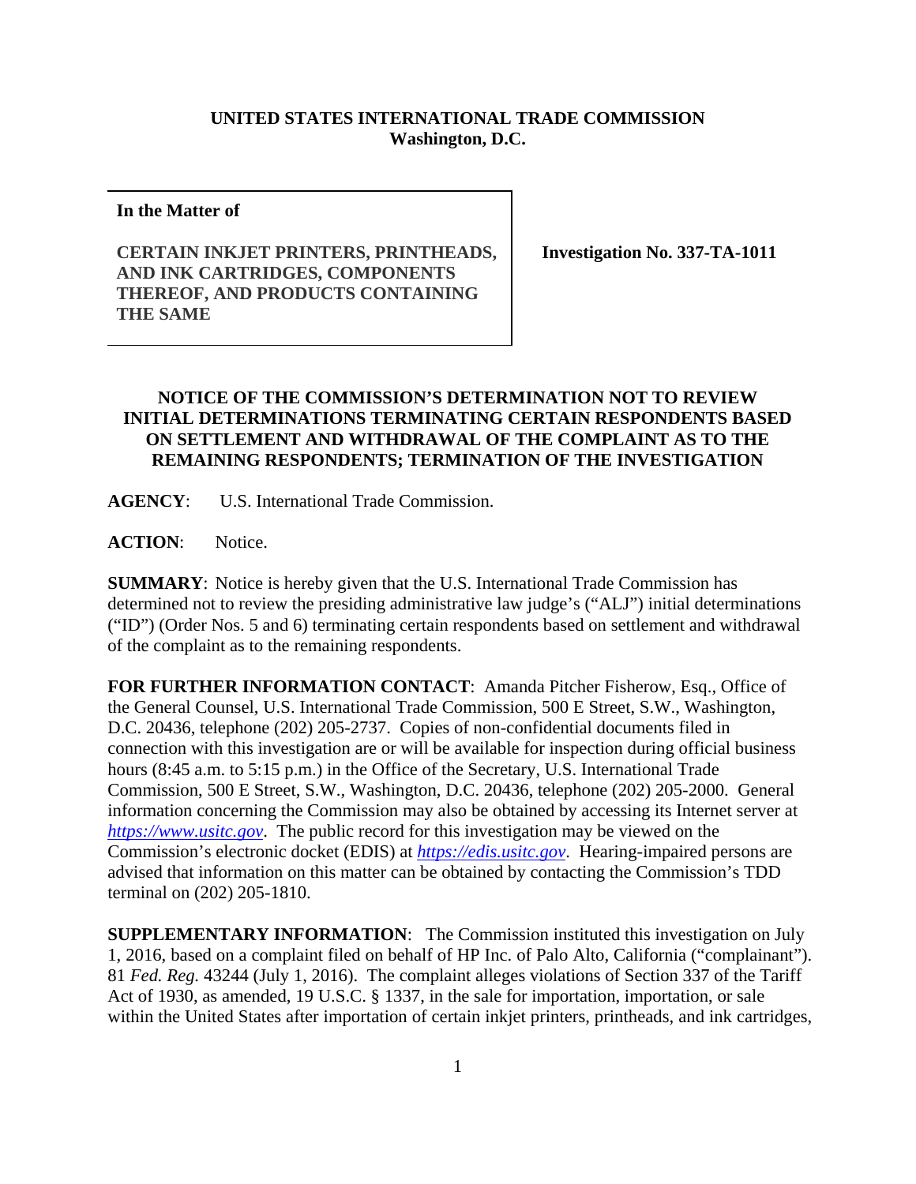**UNITED STATES INTERNATIONAL TRADE COMMISSION**
**Washington, D.C.**

| **In the Matter of** **CERTAIN INKJET PRINTERS, PRINTHEADS, AND INK CARTRIDGES, COMPONENTS THEREOF, AND PRODUCTS CONTAINING THE SAME** | **Investigation No. 337-TA-1011** |
|---|---|

**NOTICE OF THE COMMISSION'S DETERMINATION NOT TO REVIEW INITIAL DETERMINATIONS TERMINATING CERTAIN RESPONDENTS BASED ON SETTLEMENT AND WITHDRAWAL OF THE COMPLAINT AS TO THE REMAINING RESPONDENTS; TERMINATION OF THE INVESTIGATION**

**AGENCY**: U.S. International Trade Commission.

**ACTION**: Notice.

**SUMMARY**: Notice is hereby given that the U.S. International Trade Commission has determined not to review the presiding administrative law judge's ("ALJ") initial determinations ("ID") (Order Nos. 5 and 6) terminating certain respondents based on settlement and withdrawal of the complaint as to the remaining respondents.

**FOR FURTHER INFORMATION CONTACT**: Amanda Pitcher Fisherow, Esq., Office of the General Counsel, U.S. International Trade Commission, 500 E Street, S.W., Washington, D.C. 20436, telephone (202) 205-2737. Copies of non-confidential documents filed in connection with this investigation are or will be available for inspection during official business hours (8:45 a.m. to 5:15 p.m.) in the Office of the Secretary, U.S. International Trade Commission, 500 E Street, S.W., Washington, D.C. 20436, telephone (202) 205-2000. General information concerning the Commission may also be obtained by accessing its Internet server at *https://www.usitc.gov*. The public record for this investigation may be viewed on the Commission's electronic docket (EDIS) at *https://edis.usitc.gov*. Hearing-impaired persons are advised that information on this matter can be obtained by contacting the Commission's TDD terminal on (202) 205-1810.

**SUPPLEMENTARY INFORMATION**: The Commission instituted this investigation on July 1, 2016, based on a complaint filed on behalf of HP Inc. of Palo Alto, California ("complainant"). 81 *Fed. Reg.* 43244 (July 1, 2016). The complaint alleges violations of Section 337 of the Tariff Act of 1930, as amended, 19 U.S.C. § 1337, in the sale for importation, importation, or sale within the United States after importation of certain inkjet printers, printheads, and ink cartridges,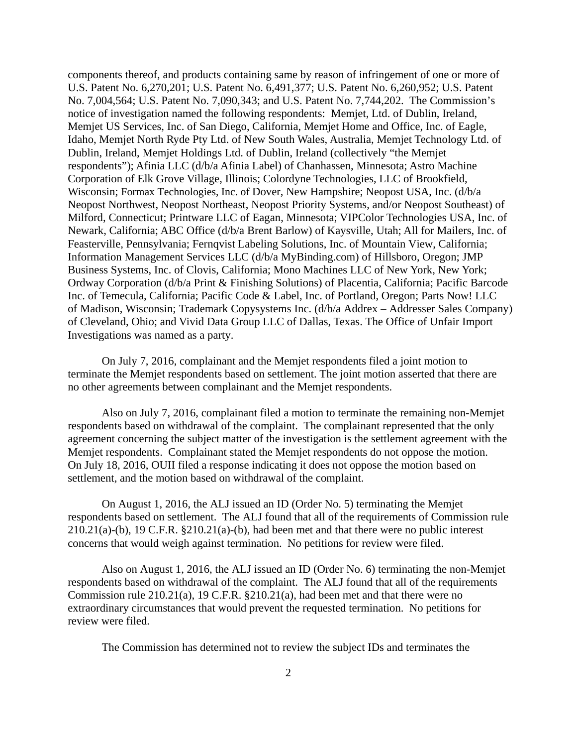components thereof, and products containing same by reason of infringement of one or more of U.S. Patent No. 6,270,201; U.S. Patent No. 6,491,377; U.S. Patent No. 6,260,952; U.S. Patent No. 7,004,564; U.S. Patent No. 7,090,343; and U.S. Patent No. 7,744,202. The Commission's notice of investigation named the following respondents: Memjet, Ltd. of Dublin, Ireland, Memjet US Services, Inc. of San Diego, California, Memjet Home and Office, Inc. of Eagle, Idaho, Memjet North Ryde Pty Ltd. of New South Wales, Australia, Memjet Technology Ltd. of Dublin, Ireland, Memjet Holdings Ltd. of Dublin, Ireland (collectively "the Memjet respondents"); Afinia LLC (d/b/a Afinia Label) of Chanhassen, Minnesota; Astro Machine Corporation of Elk Grove Village, Illinois; Colordyne Technologies, LLC of Brookfield, Wisconsin; Formax Technologies, Inc. of Dover, New Hampshire; Neopost USA, Inc. (d/b/a Neopost Northwest, Neopost Northeast, Neopost Priority Systems, and/or Neopost Southeast) of Milford, Connecticut; Printware LLC of Eagan, Minnesota; VIPColor Technologies USA, Inc. of Newark, California; ABC Office (d/b/a Brent Barlow) of Kaysville, Utah; All for Mailers, Inc. of Feasterville, Pennsylvania; Fernqvist Labeling Solutions, Inc. of Mountain View, California; Information Management Services LLC (d/b/a MyBinding.com) of Hillsboro, Oregon; JMP Business Systems, Inc. of Clovis, California; Mono Machines LLC of New York, New York; Ordway Corporation (d/b/a Print & Finishing Solutions) of Placentia, California; Pacific Barcode Inc. of Temecula, California; Pacific Code & Label, Inc. of Portland, Oregon; Parts Now! LLC of Madison, Wisconsin; Trademark Copysystems Inc. (d/b/a Addrex – Addresser Sales Company) of Cleveland, Ohio; and Vivid Data Group LLC of Dallas, Texas. The Office of Unfair Import Investigations was named as a party.

On July 7, 2016, complainant and the Memjet respondents filed a joint motion to terminate the Memjet respondents based on settlement. The joint motion asserted that there are no other agreements between complainant and the Memjet respondents.

Also on July 7, 2016, complainant filed a motion to terminate the remaining non-Memjet respondents based on withdrawal of the complaint. The complainant represented that the only agreement concerning the subject matter of the investigation is the settlement agreement with the Memjet respondents. Complainant stated the Memjet respondents do not oppose the motion. On July 18, 2016, OUII filed a response indicating it does not oppose the motion based on settlement, and the motion based on withdrawal of the complaint.

On August 1, 2016, the ALJ issued an ID (Order No. 5) terminating the Memjet respondents based on settlement. The ALJ found that all of the requirements of Commission rule 210.21(a)-(b), 19 C.F.R. §210.21(a)-(b), had been met and that there were no public interest concerns that would weigh against termination. No petitions for review were filed.

Also on August 1, 2016, the ALJ issued an ID (Order No. 6) terminating the non-Memjet respondents based on withdrawal of the complaint. The ALJ found that all of the requirements Commission rule 210.21(a), 19 C.F.R. §210.21(a), had been met and that there were no extraordinary circumstances that would prevent the requested termination. No petitions for review were filed.

The Commission has determined not to review the subject IDs and terminates the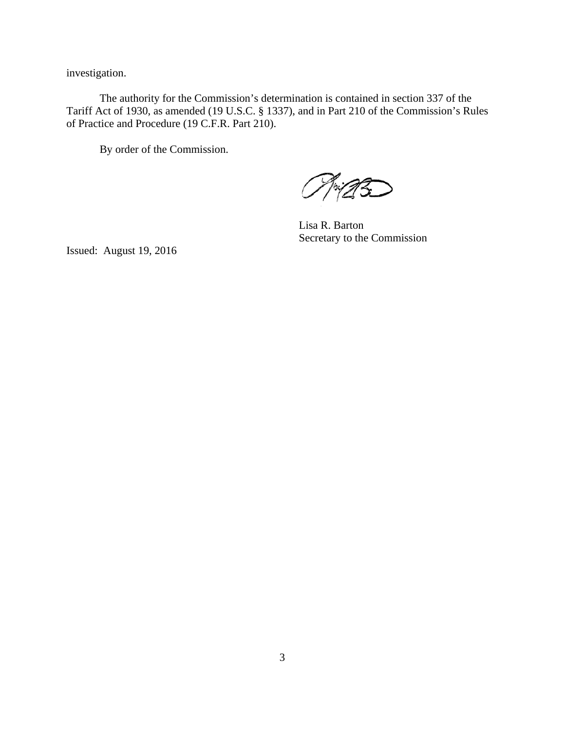investigation.

The authority for the Commission's determination is contained in section 337 of the Tariff Act of 1930, as amended (19 U.S.C. § 1337), and in Part 210 of the Commission's Rules of Practice and Procedure (19 C.F.R. Part 210).

By order of the Commission.

Lisa R. Barton
Secretary to the Commission

Issued: August 19, 2016